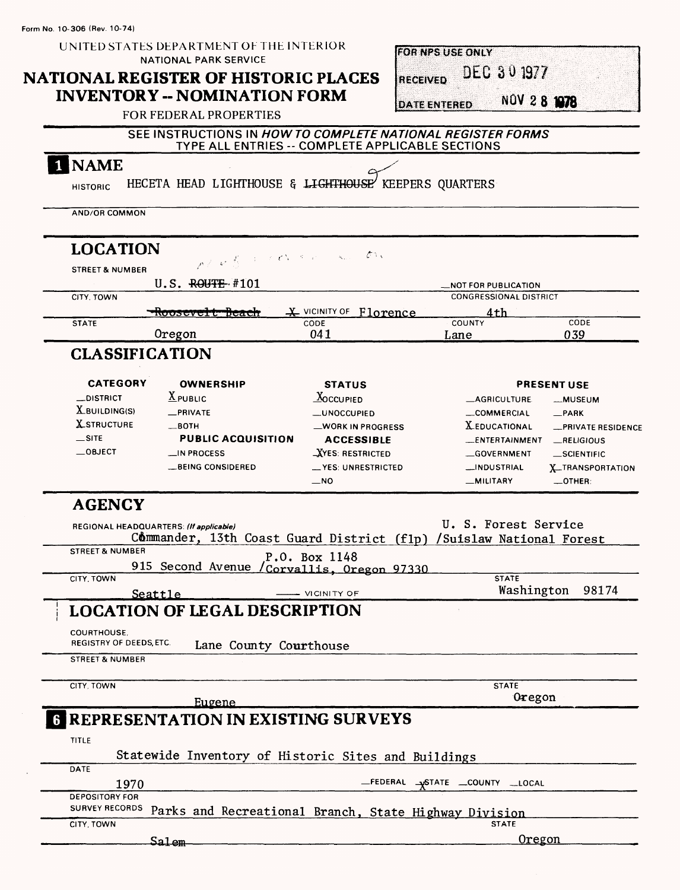Form No. 10-306 (Rev. 10-74)

UNITED STATES DEPARTMENT OF THE INTERIOR
NATIONAL PARK SERVICE

# NATIONAL REGISTER OF HISTORIC PLACES INVENTORY -- NOMINATION FORM

FOR FEDERAL PROPERTIES

| FOR NPS USE ONLY | |
|---|---|
| RECEIVED | DEC 30 1977 |
| DATE ENTERED | NOV 28 1978 |

SEE INSTRUCTIONS IN *HOW TO COMPLETE NATIONAL REGISTER FORMS*
TYPE ALL ENTRIES -- COMPLETE APPLICABLE SECTIONS

## 1 NAME

HISTORIC: HECETA HEAD LIGHTHOUSE & ~~LIGHTHOUSE~~ KEEPERS QUARTERS

AND/OR COMMON:

## LOCATION

STREET & NUMBER: U.S. ~~ROUTE~~ #101 — NOT FOR PUBLICATION

CITY, TOWN: ~~Roosevelt Beach~~ — X VICINITY OF Florence

CONGRESSIONAL DISTRICT: 4th

STATE: Oregon — CODE: 041 — COUNTY: Lane — CODE: 039

## CLASSIFICATION

| CATEGORY | OWNERSHIP | STATUS | PRESENT USE | |
|---|---|---|---|---|
| _DISTRICT | X PUBLIC | X OCCUPIED | _AGRICULTURE | _MUSEUM |
| X BUILDING(S) | _PRIVATE | _UNOCCUPIED | _COMMERCIAL | _PARK |
| X STRUCTURE | _BOTH | _WORK IN PROGRESS | X EDUCATIONAL | _PRIVATE RESIDENCE |
| _SITE | **PUBLIC ACQUISITION** | **ACCESSIBLE** | _ENTERTAINMENT | _RELIGIOUS |
| _OBJECT | _IN PROCESS | X YES: RESTRICTED | _GOVERNMENT | _SCIENTIFIC |
| | _BEING CONSIDERED | _YES: UNRESTRICTED | _INDUSTRIAL | X TRANSPORTATION |
| | | _NO | _MILITARY | _OTHER: |

## AGENCY

REGIONAL HEADQUARTERS: *(If applicable)* Commander, 13th Coast Guard District (flp) / U. S. Forest Service Suislaw National Forest

STREET & NUMBER: 915 Second Avenue / P.O. Box 1148 Corvallis, Oregon 97330

CITY, TOWN: Seattle — VICINITY OF — STATE: Washington 98174

## LOCATION OF LEGAL DESCRIPTION

COURTHOUSE, REGISTRY OF DEEDS, ETC.: Lane County Courthouse

STREET & NUMBER:

CITY, TOWN: Eugene — STATE: Oregon

## 6 REPRESENTATION IN EXISTING SURVEYS

TITLE: Statewide Inventory of Historic Sites and Buildings

DATE: 1970 — _FEDERAL X STATE _COUNTY _LOCAL

DEPOSITORY FOR SURVEY RECORDS: Parks and Recreational Branch, State Highway Division

CITY, TOWN: Salem — STATE: Oregon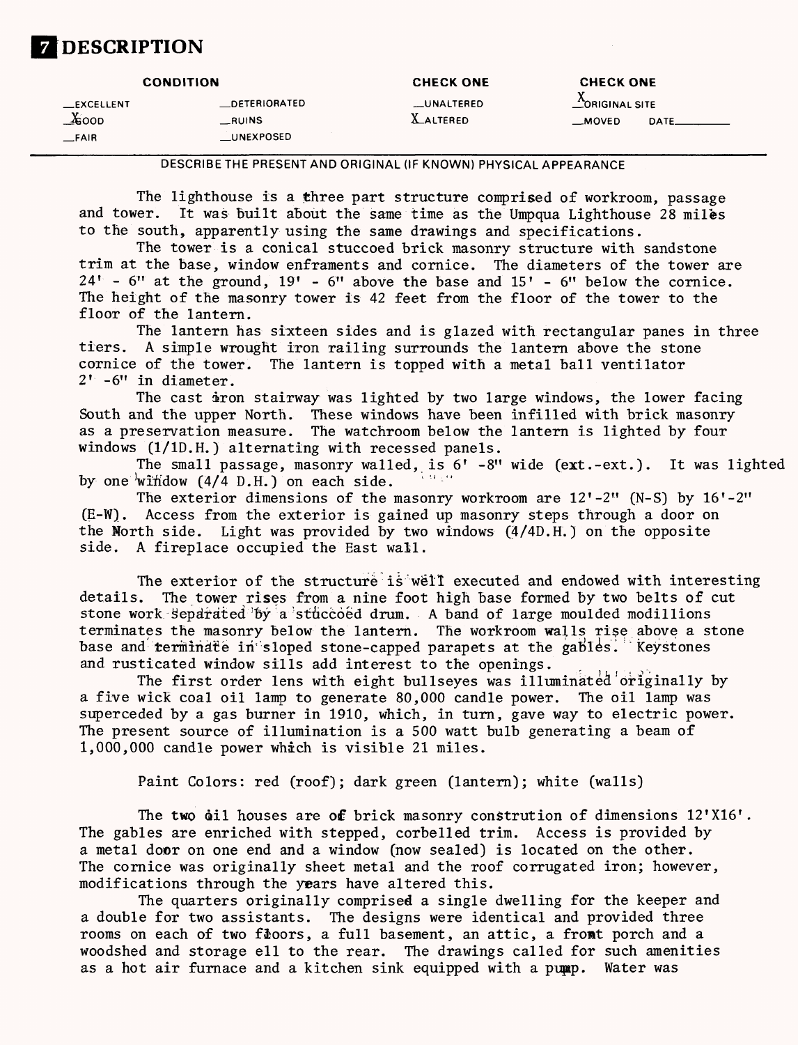# 7 DESCRIPTION

| CONDITION | | CHECK ONE | CHECK ONE |
|---|---|---|---|
| __EXCELLENT | __DETERIORATED | __UNALTERED | X ORIGINAL SITE |
| X GOOD | __RUINS | X ALTERED | __MOVED DATE______ |
| __FAIR | __UNEXPOSED | | |

DESCRIBE THE PRESENT AND ORIGINAL (IF KNOWN) PHYSICAL APPEARANCE

The lighthouse is a three part structure comprised of workroom, passage and tower. It was built about the same time as the Umpqua Lighthouse 28 miles to the south, apparently using the same drawings and specifications.

The tower is a conical stuccoed brick masonry structure with sandstone trim at the base, window enframents and cornice. The diameters of the tower are 24' - 6" at the ground, 19' - 6" above the base and 15' - 6" below the cornice. The height of the masonry tower is 42 feet from the floor of the tower to the floor of the lantern.

The lantern has sixteen sides and is glazed with rectangular panes in three tiers. A simple wrought iron railing surrounds the lantern above the stone cornice of the tower. The lantern is topped with a metal ball ventilator 2' -6" in diameter.

The cast iron stairway was lighted by two large windows, the lower facing South and the upper North. These windows have been infilled with brick masonry as a preservation measure. The watchroom below the lantern is lighted by four windows (1/1D.H.) alternating with recessed panels.

The small passage, masonry walled, is 6' -8" wide (ext.-ext.). It was lighted by one window (4/4 D.H.) on each side.

The exterior dimensions of the masonry workroom are 12'-2" (N-S) by 16'-2" (E-W). Access from the exterior is gained up masonry steps through a door on the North side. Light was provided by two windows (4/4D.H.) on the opposite side. A fireplace occupied the East wall.

The exterior of the structure is well executed and endowed with interesting details. The tower rises from a nine foot high base formed by two belts of cut stone work separated by a stuccoed drum. A band of large moulded modillions terminates the masonry below the lantern. The workroom walls rise above a stone base and terminate in sloped stone-capped parapets at the gables. Keystones and rusticated window sills add interest to the openings.

The first order lens with eight bullseyes was illuminated originally by a five wick coal oil lamp to generate 80,000 candle power. The oil lamp was superceded by a gas burner in 1910, which, in turn, gave way to electric power. The present source of illumination is a 500 watt bulb generating a beam of 1,000,000 candle power which is visible 21 miles.

Paint Colors: red (roof); dark green (lantern); white (walls)

The two oil houses are of brick masonry constrution of dimensions 12'X16'. The gables are enriched with stepped, corbelled trim. Access is provided by a metal door on one end and a window (now sealed) is located on the other. The cornice was originally sheet metal and the roof corrugated iron; however, modifications through the years have altered this.

The quarters originally comprised a single dwelling for the keeper and a double for two assistants. The designs were identical and provided three rooms on each of two floors, a full basement, an attic, a front porch and a woodshed and storage ell to the rear. The drawings called for such amenities as a hot air furnace and a kitchen sink equipped with a pump. Water was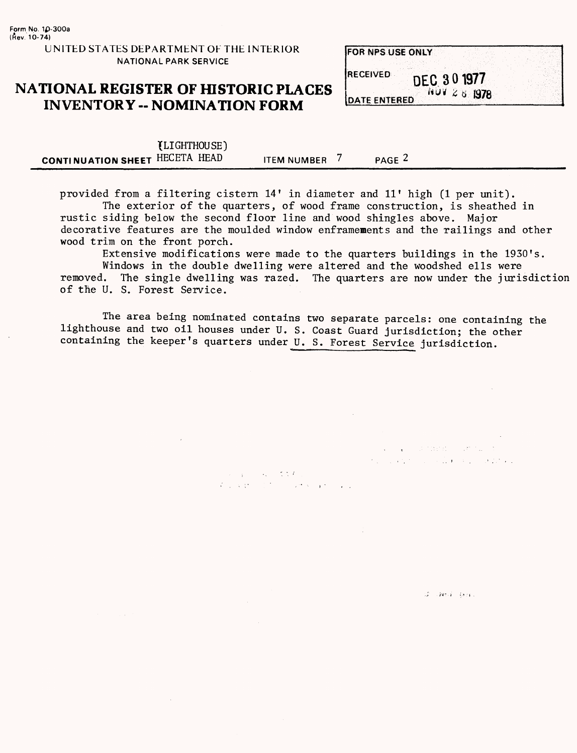Form No. 10-300a
(Rev. 10-74)

UNITED STATES DEPARTMENT OF THE INTERIOR
NATIONAL PARK SERVICE

# NATIONAL REGISTER OF HISTORIC PLACES INVENTORY -- NOMINATION FORM

| FOR NPS USE ONLY | |
|---|---|
| RECEIVED | DEC 30 1977 |
| DATE ENTERED | NOV 28 1978 |

**CONTINUATION SHEET** (LIGHTHOUSE) HECETA HEAD    **ITEM NUMBER** 7    **PAGE** 2

provided from a filtering cistern 14' in diameter and 11' high (1 per unit).

The exterior of the quarters, of wood frame construction, is sheathed in rustic siding below the second floor line and wood shingles above. Major decorative features are the moulded window enframements and the railings and other wood trim on the front porch.

Extensive modifications were made to the quarters buildings in the 1930's.

Windows in the double dwelling were altered and the woodshed ells were removed. The single dwelling was razed. The quarters are now under the jurisdiction of the U. S. Forest Service.

The area being nominated contains two separate parcels: one containing the lighthouse and two oil houses under U. S. Coast Guard jurisdiction; the other containing the keeper's quarters under U. S. Forest Service jurisdiction.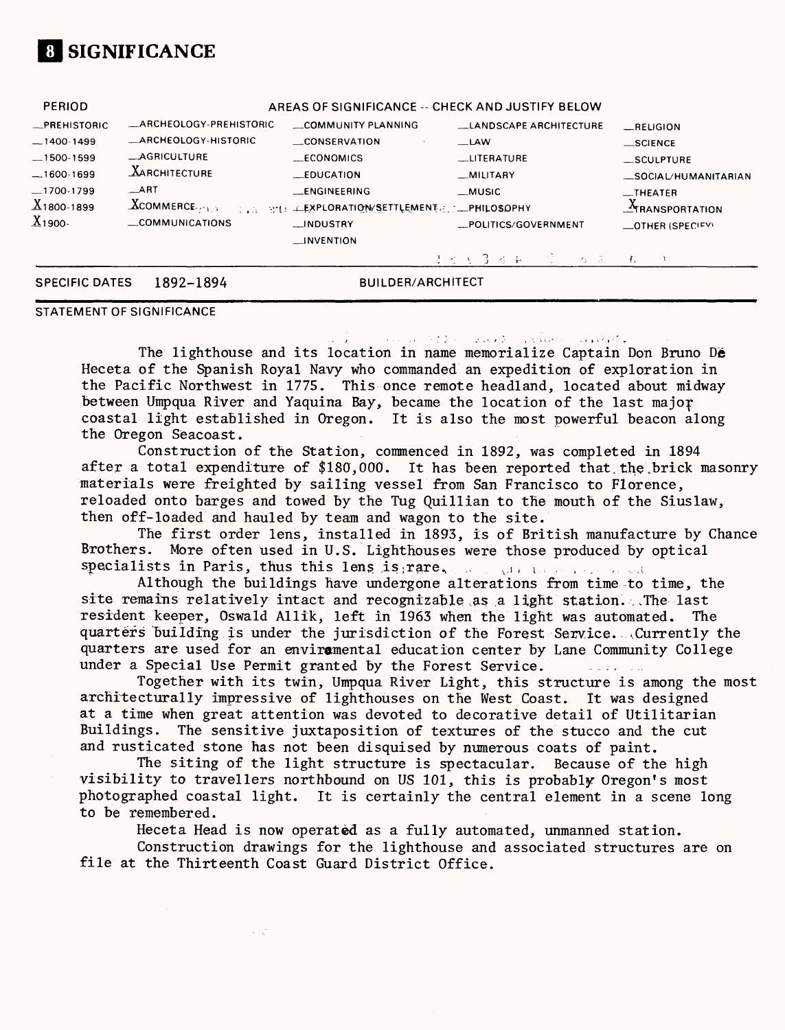# 8 SIGNIFICANCE

| PERIOD | AREAS OF SIGNIFICANCE -- CHECK AND JUSTIFY BELOW | | | |
|---|---|---|---|---|
| _PREHISTORIC | _ARCHEOLOGY-PREHISTORIC | _COMMUNITY PLANNING | _LANDSCAPE ARCHITECTURE | _RELIGION |
| _1400-1499 | _ARCHEOLOGY-HISTORIC | _CONSERVATION | _LAW | _SCIENCE |
| _1500-1599 | _AGRICULTURE | _ECONOMICS | _LITERATURE | _SCULPTURE |
| _1600-1699 | X ARCHITECTURE | _EDUCATION | _MILITARY | _SOCIAL/HUMANITARIAN |
| _1700-1799 | _ART | _ENGINEERING | _MUSIC | _THEATER |
| X 1800-1899 | X COMMERCE | _EXPLORATION/SETTLEMENT | _PHILOSOPHY | X TRANSPORTATION |
| X 1900- | _COMMUNICATIONS | _INDUSTRY | _POLITICS/GOVERNMENT | _OTHER (SPECIFY) |
| | | _INVENTION | | |

SPECIFIC DATES 1892-1894 BUILDER/ARCHITECT

STATEMENT OF SIGNIFICANCE

The lighthouse and its location in name memorialize Captain Don Bruno De Heceta of the Spanish Royal Navy who commanded an expedition of exploration in the Pacific Northwest in 1775. This once remote headland, located about midway between Umpqua River and Yaquina Bay, became the location of the last major coastal light established in Oregon. It is also the most powerful beacon along the Oregon Seacoast.

Construction of the Station, commenced in 1892, was completed in 1894 after a total expenditure of $180,000. It has been reported that the brick masonry materials were freighted by sailing vessel from San Francisco to Florence, reloaded onto barges and towed by the Tug Quillian to the mouth of the Siuslaw, then off-loaded and hauled by team and wagon to the site.

The first order lens, installed in 1893, is of British manufacture by Chance Brothers. More often used in U.S. Lighthouses were those produced by optical specialists in Paris, thus this lens is rare.

Although the buildings have undergone alterations from time to time, the site remains relatively intact and recognizable as a light station. The last resident keeper, Oswald Allik, left in 1963 when the light was automated. The quarters building is under the jurisdiction of the Forest Service. Currently the quarters are used for an enviramental education center by Lane Community College under a Special Use Permit granted by the Forest Service.

Together with its twin, Umpqua River Light, this structure is among the most architecturally impressive of lighthouses on the West Coast. It was designed at a time when great attention was devoted to decorative detail of Utilitarian Buildings. The sensitive juxtaposition of textures of the stucco and the cut and rusticated stone has not been disguised by numerous coats of paint.

The siting of the light structure is spectacular. Because of the high visibility to travellers northbound on US 101, this is probably Oregon's most photographed coastal light. It is certainly the central element in a scene long to be remembered.

Heceta Head is now operated as a fully automated, unmanned station.

Construction drawings for the lighthouse and associated structures are on file at the Thirteenth Coast Guard District Office.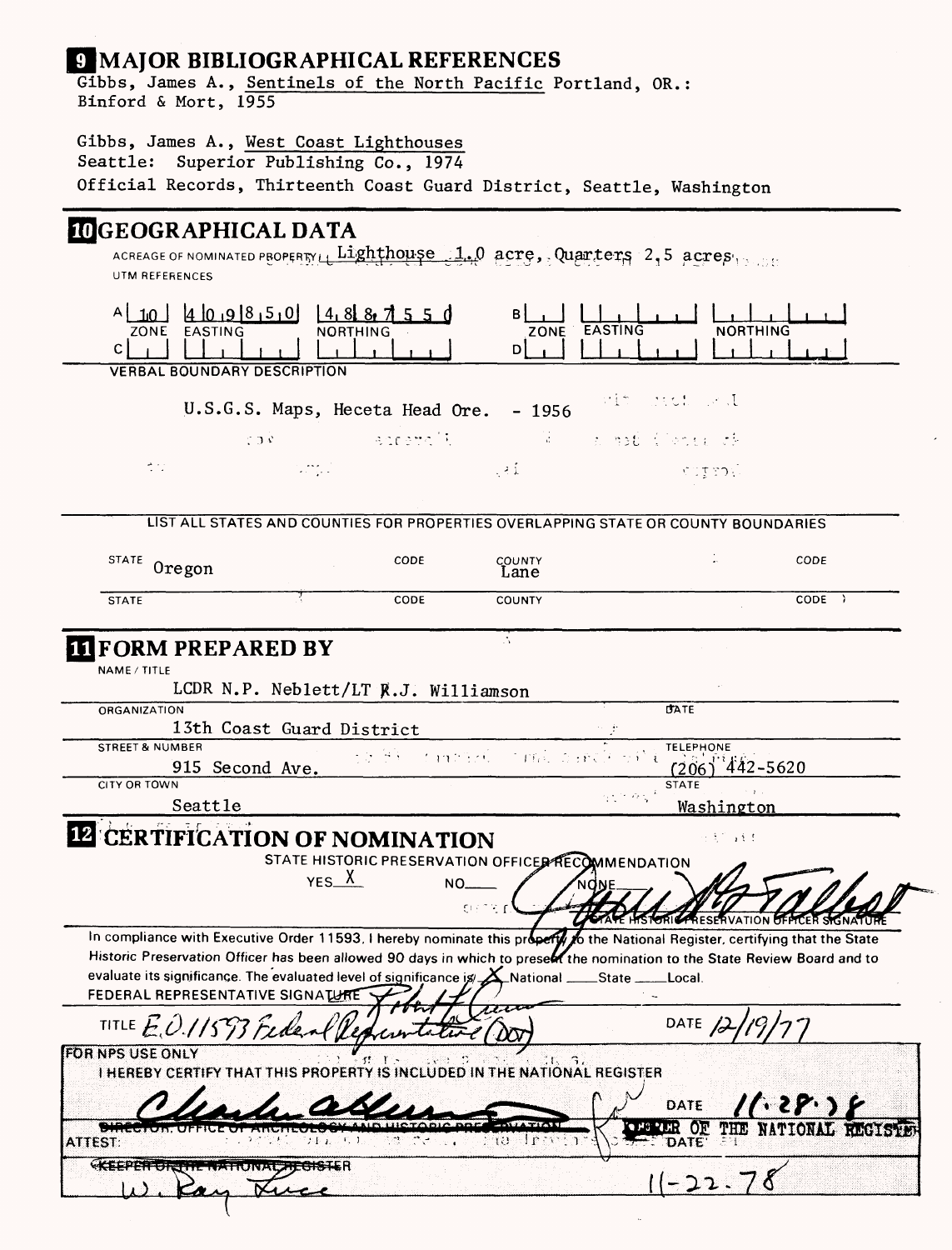## 9 MAJOR BIBLIOGRAPHICAL REFERENCES

Gibbs, James A., Sentinels of the North Pacific Portland, OR.: Binford & Mort, 1955

Gibbs, James A., West Coast Lighthouses Seattle: Superior Publishing Co., 1974

Official Records, Thirteenth Coast Guard District, Seattle, Washington

## 10 GEOGRAPHICAL DATA

ACREAGE OF NOMINATED PROPERTY Lighthouse 1.0 acre, Quarters 2.5 acres

UTM REFERENCES

| | ZONE | EASTING | NORTHING | | ZONE | EASTING | NORTHING |
|---|---|---|---|---|---|---|---|
| A | 10 | 409850 | 4887550 | B | | | |
| C | | | | D | | | |

VERBAL BOUNDARY DESCRIPTION

U.S.G.S. Maps, Heceta Head Ore. - 1956

LIST ALL STATES AND COUNTIES FOR PROPERTIES OVERLAPPING STATE OR COUNTY BOUNDARIES

| STATE | CODE | COUNTY | CODE |
|---|---|---|---|
| Oregon | | Lane | |
| | | | |

## 11 FORM PREPARED BY

NAME / TITLE
LCDR N.P. Neblett/LT R.J. Williamson

ORGANIZATION
13th Coast Guard District

DATE

STREET & NUMBER
915 Second Ave.

TELEPHONE
(206) 442-5620

CITY OR TOWN
Seattle

STATE
Washington

## 12 CERTIFICATION OF NOMINATION

STATE HISTORIC PRESERVATION OFFICER RECOMMENDATION

YES X NO ___ NONE ___

STATE HISTORIC PRESERVATION OFFICER SIGNATURE

In compliance with Executive Order 11593, I hereby nominate this property to the National Register, certifying that the State Historic Preservation Officer has been allowed 90 days in which to present the nomination to the State Review Board and to evaluate its significance. The evaluated level of significance is X National ___ State ___ Local.

FEDERAL REPRESENTATIVE SIGNATURE

TITLE E.O. 11593 Federal Representative (DOT)

DATE 12/19/77

FOR NPS USE ONLY

I HEREBY CERTIFY THAT THIS PROPERTY IS INCLUDED IN THE NATIONAL REGISTER

DATE 11.28.78

~~DIRECTOR, OFFICE OF ARCHEOLOGY AND HISTORIC PRESERVATION~~ KEEPER OF THE NATIONAL REGISTER

ATTEST: DATE 11-22.78

~~KEEPER OF THE NATIONAL REGISTER~~

W. Ray Luce